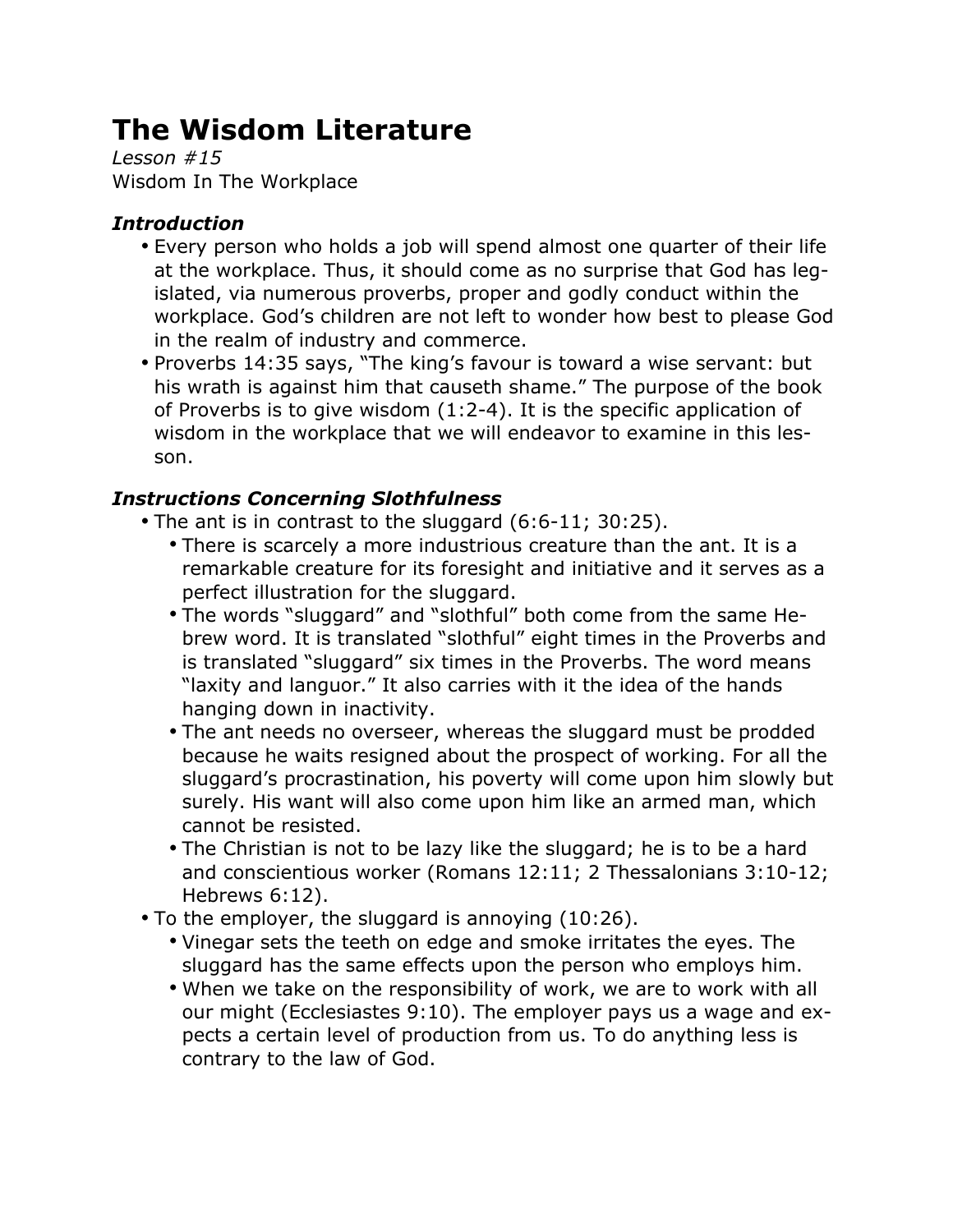# The Wisdom Literature

*Lesson #15*

Wisdom In The Workplace

### *Introduction*

- Every person who holds a job will spend almost one quarter of their life at the workplace. Thus, it should come as no surprise that God has legislated, via numerous proverbs, proper and godly conduct within the workplace. God's children are not left to wonder how best to please God in the realm of industry and commerce.
- Proverbs 14:35 says, "The king's favour is toward a wise servant: but his wrath is against him that causeth shame." The purpose of the book of Proverbs is to give wisdom (1:2-4). It is the specific application of wisdom in the workplace that we will endeavor to examine in this lesson.

### *Instructions Concerning Slothfulness*

- The ant is in contrast to the sluggard (6:6-11; 30:25).
  - There is scarcely a more industrious creature than the ant. It is a remarkable creature for its foresight and initiative and it serves as a perfect illustration for the sluggard.
  - The words "sluggard" and "slothful" both come from the same Hebrew word. It is translated "slothful" eight times in the Proverbs and is translated "sluggard" six times in the Proverbs. The word means "laxity and languor." It also carries with it the idea of the hands hanging down in inactivity.
  - The ant needs no overseer, whereas the sluggard must be prodded because he waits resigned about the prospect of working. For all the sluggard's procrastination, his poverty will come upon him slowly but surely. His want will also come upon him like an armed man, which cannot be resisted.
  - The Christian is not to be lazy like the sluggard; he is to be a hard and conscientious worker (Romans 12:11; 2 Thessalonians 3:10-12; Hebrews 6:12).
- To the employer, the sluggard is annoying (10:26).
  - Vinegar sets the teeth on edge and smoke irritates the eyes. The sluggard has the same effects upon the person who employs him.
  - When we take on the responsibility of work, we are to work with all our might (Ecclesiastes 9:10). The employer pays us a wage and expects a certain level of production from us. To do anything less is contrary to the law of God.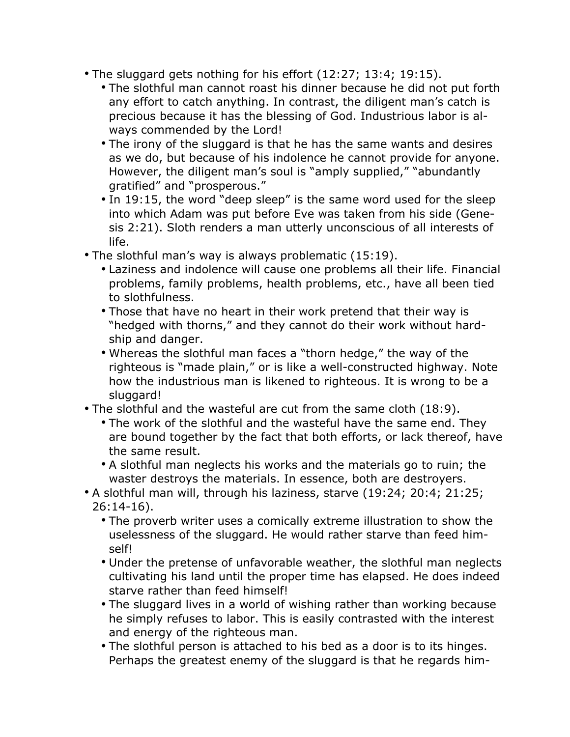- The sluggard gets nothing for his effort (12:27; 13:4; 19:15).
  - The slothful man cannot roast his dinner because he did not put forth any effort to catch anything. In contrast, the diligent man's catch is precious because it has the blessing of God. Industrious labor is always commended by the Lord!
  - The irony of the sluggard is that he has the same wants and desires as we do, but because of his indolence he cannot provide for anyone. However, the diligent man's soul is "amply supplied," "abundantly gratified" and "prosperous."
  - In 19:15, the word "deep sleep" is the same word used for the sleep into which Adam was put before Eve was taken from his side (Genesis 2:21). Sloth renders a man utterly unconscious of all interests of life.
- The slothful man's way is always problematic (15:19).
  - Laziness and indolence will cause one problems all their life. Financial problems, family problems, health problems, etc., have all been tied to slothfulness.
  - Those that have no heart in their work pretend that their way is "hedged with thorns," and they cannot do their work without hardship and danger.
  - Whereas the slothful man faces a "thorn hedge," the way of the righteous is "made plain," or is like a well-constructed highway. Note how the industrious man is likened to righteous. It is wrong to be a sluggard!
- The slothful and the wasteful are cut from the same cloth (18:9).
  - The work of the slothful and the wasteful have the same end. They are bound together by the fact that both efforts, or lack thereof, have the same result.
  - A slothful man neglects his works and the materials go to ruin; the waster destroys the materials. In essence, both are destroyers.
- A slothful man will, through his laziness, starve (19:24; 20:4; 21:25; 26:14-16).
  - The proverb writer uses a comically extreme illustration to show the uselessness of the sluggard. He would rather starve than feed himself!
  - Under the pretense of unfavorable weather, the slothful man neglects cultivating his land until the proper time has elapsed. He does indeed starve rather than feed himself!
  - The sluggard lives in a world of wishing rather than working because he simply refuses to labor. This is easily contrasted with the interest and energy of the righteous man.
  - The slothful person is attached to his bed as a door is to its hinges. Perhaps the greatest enemy of the sluggard is that he regards him-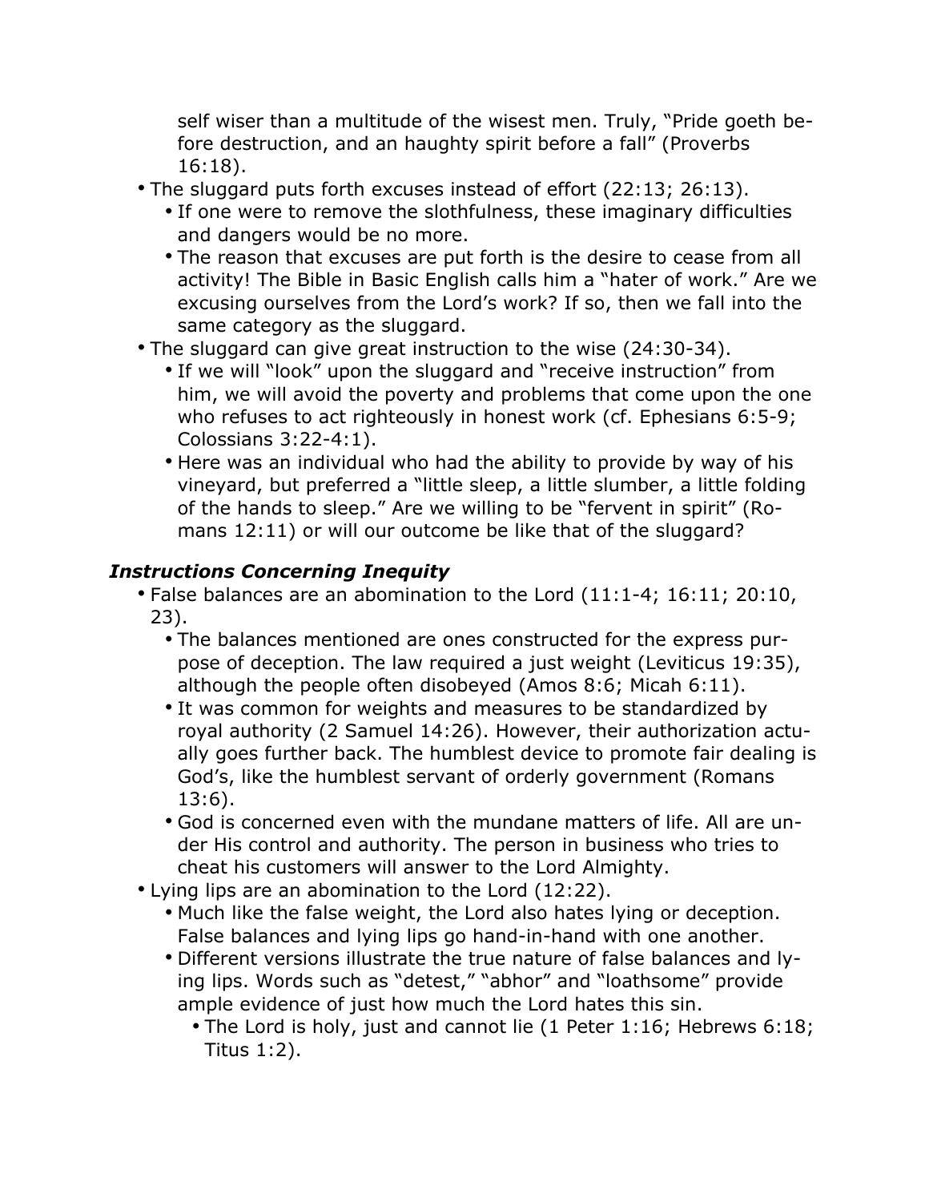self wiser than a multitude of the wisest men. Truly, "Pride goeth before destruction, and an haughty spirit before a fall" (Proverbs 16:18).

- The sluggard puts forth excuses instead of effort (22:13; 26:13).
  - If one were to remove the slothfulness, these imaginary difficulties and dangers would be no more.
  - The reason that excuses are put forth is the desire to cease from all activity! The Bible in Basic English calls him a "hater of work." Are we excusing ourselves from the Lord's work? If so, then we fall into the same category as the sluggard.
- The sluggard can give great instruction to the wise (24:30-34).
  - If we will "look" upon the sluggard and "receive instruction" from him, we will avoid the poverty and problems that come upon the one who refuses to act righteously in honest work (cf. Ephesians 6:5-9; Colossians 3:22-4:1).
  - Here was an individual who had the ability to provide by way of his vineyard, but preferred a "little sleep, a little slumber, a little folding of the hands to sleep." Are we willing to be "fervent in spirit" (Romans 12:11) or will our outcome be like that of the sluggard?

### *Instructions Concerning Inequity*

- False balances are an abomination to the Lord (11:1-4; 16:11; 20:10, 23).
  - The balances mentioned are ones constructed for the express purpose of deception. The law required a just weight (Leviticus 19:35), although the people often disobeyed (Amos 8:6; Micah 6:11).
  - It was common for weights and measures to be standardized by royal authority (2 Samuel 14:26). However, their authorization actually goes further back. The humblest device to promote fair dealing is God's, like the humblest servant of orderly government (Romans 13:6).
  - God is concerned even with the mundane matters of life. All are under His control and authority. The person in business who tries to cheat his customers will answer to the Lord Almighty.
- Lying lips are an abomination to the Lord (12:22).
  - Much like the false weight, the Lord also hates lying or deception. False balances and lying lips go hand-in-hand with one another.
  - Different versions illustrate the true nature of false balances and lying lips. Words such as "detest," "abhor" and "loathsome" provide ample evidence of just how much the Lord hates this sin.
    - The Lord is holy, just and cannot lie (1 Peter 1:16; Hebrews 6:18; Titus 1:2).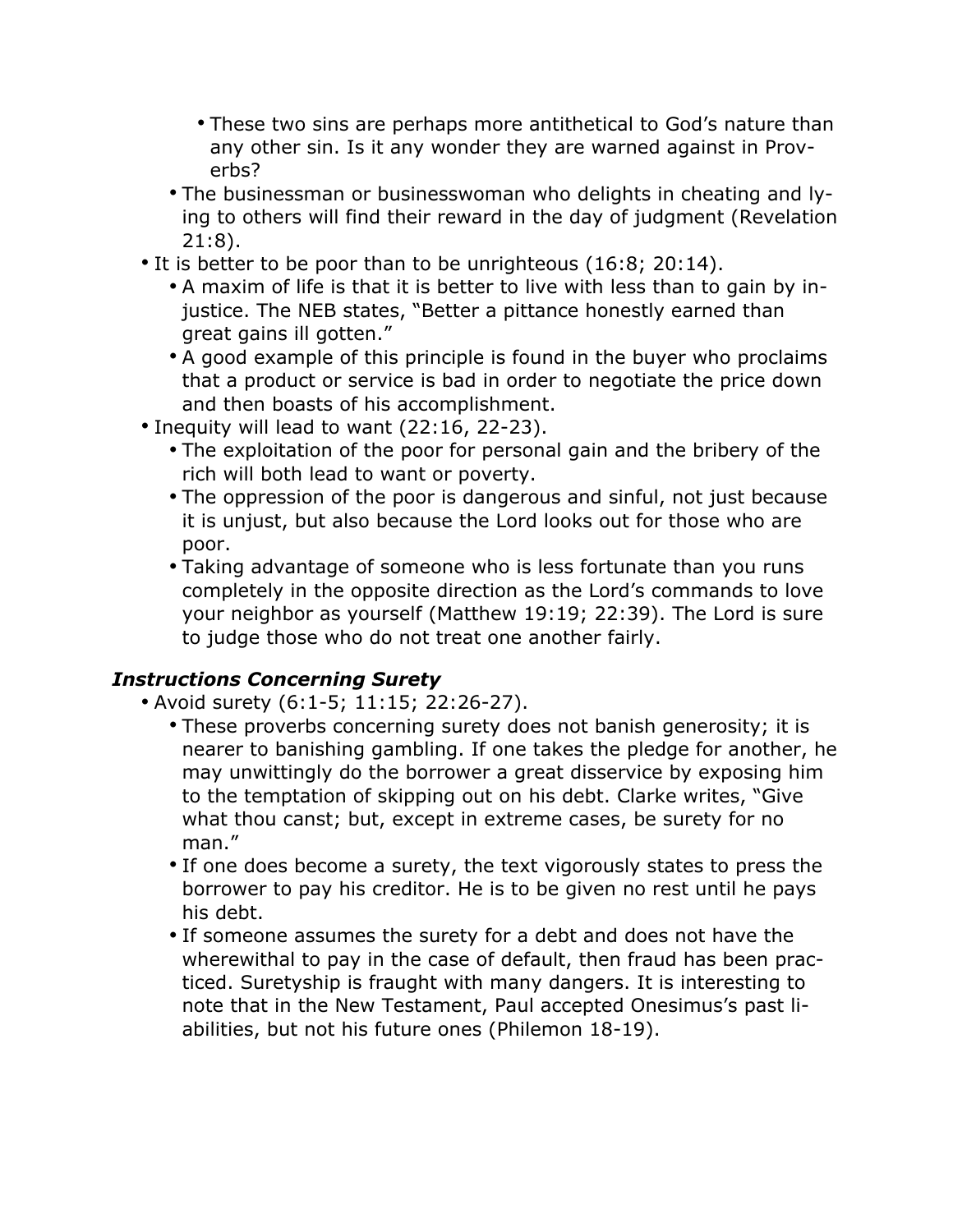- These two sins are perhaps more antithetical to God's nature than any other sin. Is it any wonder they are warned against in Proverbs?
  - The businessman or businesswoman who delights in cheating and lying to others will find their reward in the day of judgment (Revelation 21:8).
- It is better to be poor than to be unrighteous (16:8; 20:14).
  - A maxim of life is that it is better to live with less than to gain by injustice. The NEB states, "Better a pittance honestly earned than great gains ill gotten."
  - A good example of this principle is found in the buyer who proclaims that a product or service is bad in order to negotiate the price down and then boasts of his accomplishment.
- Inequity will lead to want (22:16, 22-23).
  - The exploitation of the poor for personal gain and the bribery of the rich will both lead to want or poverty.
  - The oppression of the poor is dangerous and sinful, not just because it is unjust, but also because the Lord looks out for those who are poor.
  - Taking advantage of someone who is less fortunate than you runs completely in the opposite direction as the Lord's commands to love your neighbor as yourself (Matthew 19:19; 22:39). The Lord is sure to judge those who do not treat one another fairly.

### *Instructions Concerning Surety*

- Avoid surety (6:1-5; 11:15; 22:26-27).
  - These proverbs concerning surety does not banish generosity; it is nearer to banishing gambling. If one takes the pledge for another, he may unwittingly do the borrower a great disservice by exposing him to the temptation of skipping out on his debt. Clarke writes, "Give what thou canst; but, except in extreme cases, be surety for no man."
  - If one does become a surety, the text vigorously states to press the borrower to pay his creditor. He is to be given no rest until he pays his debt.
  - If someone assumes the surety for a debt and does not have the wherewithal to pay in the case of default, then fraud has been practiced. Suretyship is fraught with many dangers. It is interesting to note that in the New Testament, Paul accepted Onesimus's past liabilities, but not his future ones (Philemon 18-19).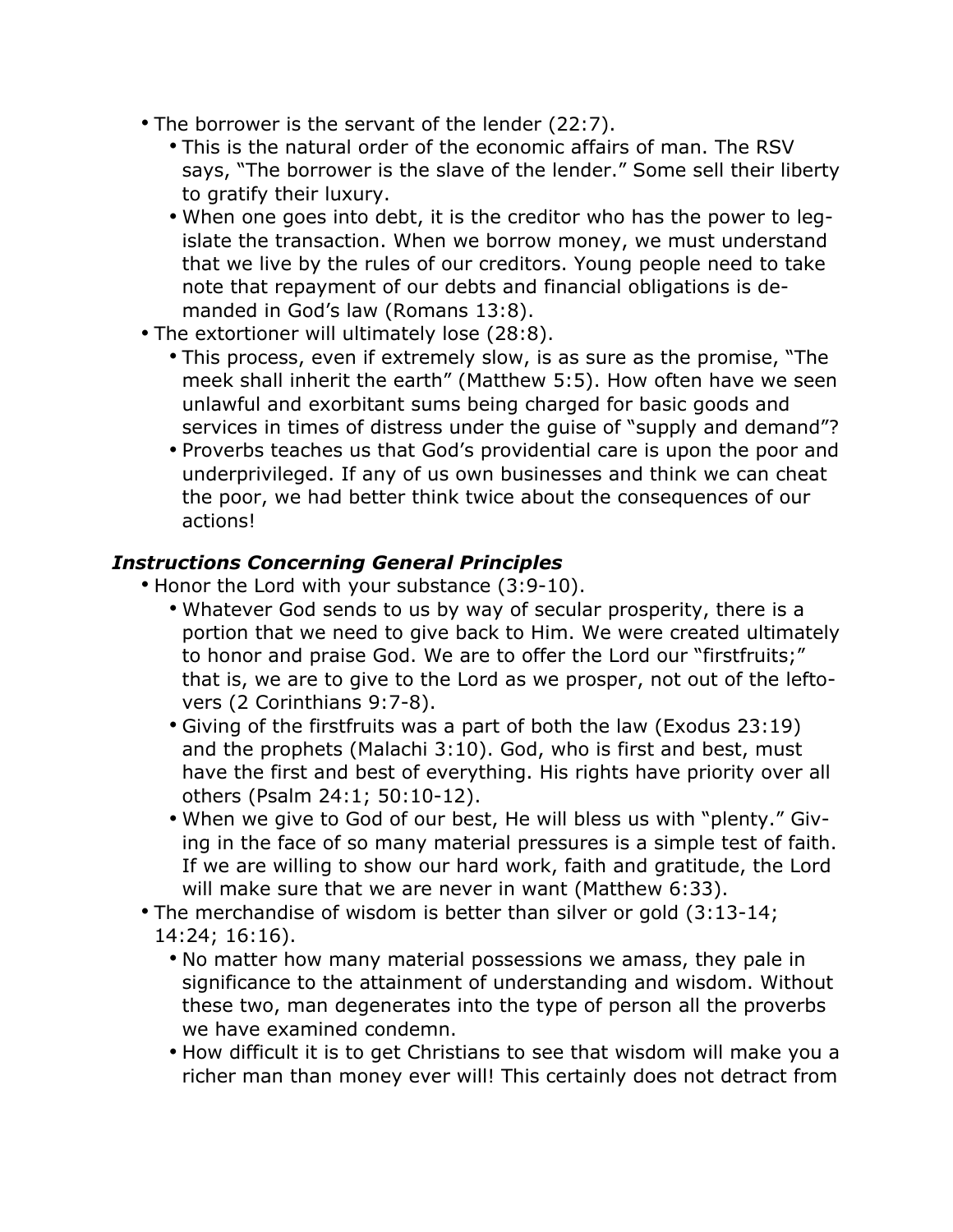- The borrower is the servant of the lender (22:7).
  - This is the natural order of the economic affairs of man. The RSV says, "The borrower is the slave of the lender." Some sell their liberty to gratify their luxury.
  - When one goes into debt, it is the creditor who has the power to legislate the transaction. When we borrow money, we must understand that we live by the rules of our creditors. Young people need to take note that repayment of our debts and financial obligations is demanded in God's law (Romans 13:8).
- The extortioner will ultimately lose (28:8).
  - This process, even if extremely slow, is as sure as the promise, "The meek shall inherit the earth" (Matthew 5:5). How often have we seen unlawful and exorbitant sums being charged for basic goods and services in times of distress under the guise of "supply and demand"?
  - Proverbs teaches us that God's providential care is upon the poor and underprivileged. If any of us own businesses and think we can cheat the poor, we had better think twice about the consequences of our actions!

### ***Instructions Concerning General Principles***

- Honor the Lord with your substance (3:9-10).
  - Whatever God sends to us by way of secular prosperity, there is a portion that we need to give back to Him. We were created ultimately to honor and praise God. We are to offer the Lord our "firstfruits;" that is, we are to give to the Lord as we prosper, not out of the leftovers (2 Corinthians 9:7-8).
  - Giving of the firstfruits was a part of both the law (Exodus 23:19) and the prophets (Malachi 3:10). God, who is first and best, must have the first and best of everything. His rights have priority over all others (Psalm 24:1; 50:10-12).
  - When we give to God of our best, He will bless us with "plenty." Giving in the face of so many material pressures is a simple test of faith. If we are willing to show our hard work, faith and gratitude, the Lord will make sure that we are never in want (Matthew 6:33).
- The merchandise of wisdom is better than silver or gold (3:13-14; 14:24; 16:16).
  - No matter how many material possessions we amass, they pale in significance to the attainment of understanding and wisdom. Without these two, man degenerates into the type of person all the proverbs we have examined condemn.
  - How difficult it is to get Christians to see that wisdom will make you a richer man than money ever will! This certainly does not detract from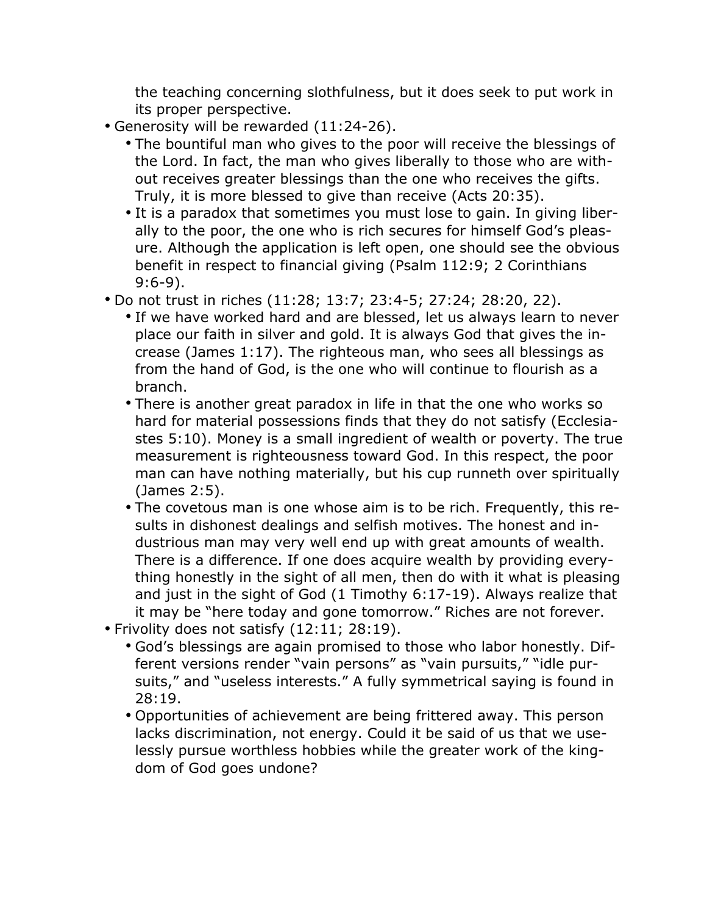the teaching concerning slothfulness, but it does seek to put work in its proper perspective.

- Generosity will be rewarded (11:24-26).
  - The bountiful man who gives to the poor will receive the blessings of the Lord. In fact, the man who gives liberally to those who are without receives greater blessings than the one who receives the gifts. Truly, it is more blessed to give than receive (Acts 20:35).
  - It is a paradox that sometimes you must lose to gain. In giving liberally to the poor, the one who is rich secures for himself God's pleasure. Although the application is left open, one should see the obvious benefit in respect to financial giving (Psalm 112:9; 2 Corinthians 9:6-9).
- Do not trust in riches (11:28; 13:7; 23:4-5; 27:24; 28:20, 22).
  - If we have worked hard and are blessed, let us always learn to never place our faith in silver and gold. It is always God that gives the increase (James 1:17). The righteous man, who sees all blessings as from the hand of God, is the one who will continue to flourish as a branch.
  - There is another great paradox in life in that the one who works so hard for material possessions finds that they do not satisfy (Ecclesiastes 5:10). Money is a small ingredient of wealth or poverty. The true measurement is righteousness toward God. In this respect, the poor man can have nothing materially, but his cup runneth over spiritually (James 2:5).
  - The covetous man is one whose aim is to be rich. Frequently, this results in dishonest dealings and selfish motives. The honest and industrious man may very well end up with great amounts of wealth. There is a difference. If one does acquire wealth by providing everything honestly in the sight of all men, then do with it what is pleasing and just in the sight of God (1 Timothy 6:17-19). Always realize that it may be "here today and gone tomorrow." Riches are not forever.
- Frivolity does not satisfy (12:11; 28:19).
  - God's blessings are again promised to those who labor honestly. Different versions render "vain persons" as "vain pursuits," "idle pursuits," and "useless interests." A fully symmetrical saying is found in 28:19.
  - Opportunities of achievement are being frittered away. This person lacks discrimination, not energy. Could it be said of us that we uselessly pursue worthless hobbies while the greater work of the kingdom of God goes undone?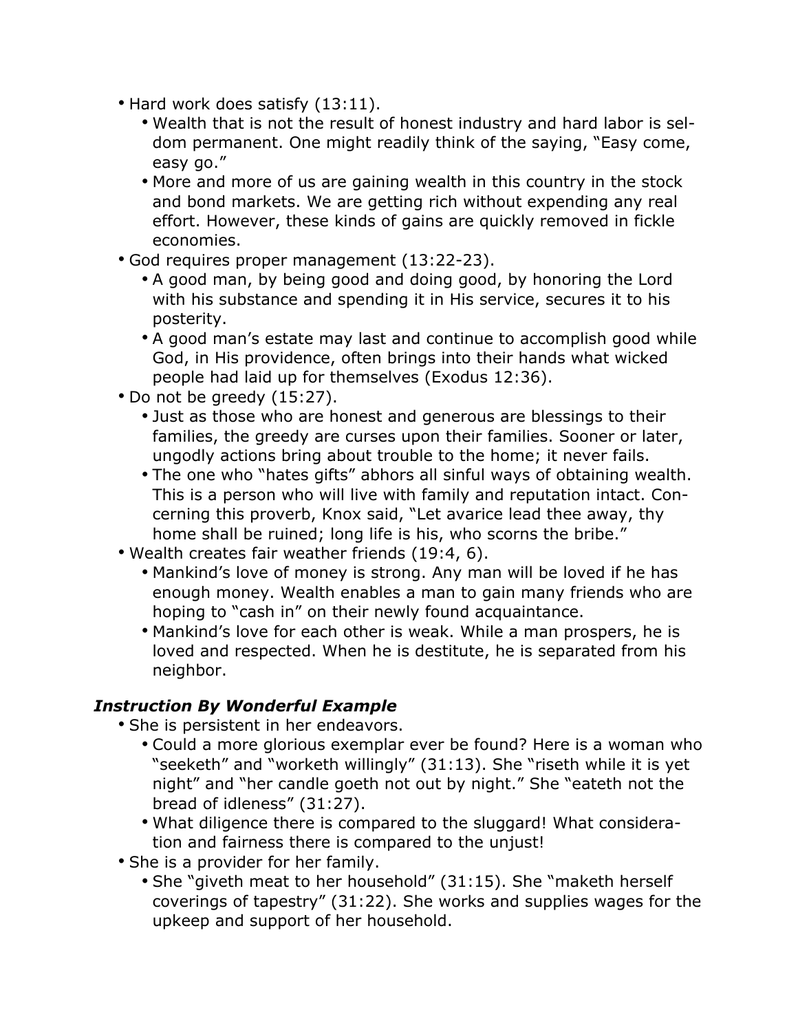- Hard work does satisfy (13:11).
  - Wealth that is not the result of honest industry and hard labor is seldom permanent. One might readily think of the saying, "Easy come, easy go."
  - More and more of us are gaining wealth in this country in the stock and bond markets. We are getting rich without expending any real effort. However, these kinds of gains are quickly removed in fickle economies.
- God requires proper management (13:22-23).
  - A good man, by being good and doing good, by honoring the Lord with his substance and spending it in His service, secures it to his posterity.
  - A good man's estate may last and continue to accomplish good while God, in His providence, often brings into their hands what wicked people had laid up for themselves (Exodus 12:36).
- Do not be greedy (15:27).
  - Just as those who are honest and generous are blessings to their families, the greedy are curses upon their families. Sooner or later, ungodly actions bring about trouble to the home; it never fails.
  - The one who "hates gifts" abhors all sinful ways of obtaining wealth. This is a person who will live with family and reputation intact. Concerning this proverb, Knox said, "Let avarice lead thee away, thy home shall be ruined; long life is his, who scorns the bribe."
- Wealth creates fair weather friends (19:4, 6).
  - Mankind's love of money is strong. Any man will be loved if he has enough money. Wealth enables a man to gain many friends who are hoping to "cash in" on their newly found acquaintance.
  - Mankind's love for each other is weak. While a man prospers, he is loved and respected. When he is destitute, he is separated from his neighbor.

### *Instruction By Wonderful Example*

- She is persistent in her endeavors.
  - Could a more glorious exemplar ever be found? Here is a woman who "seeketh" and "worketh willingly" (31:13). She "riseth while it is yet night" and "her candle goeth not out by night." She "eateth not the bread of idleness" (31:27).
  - What diligence there is compared to the sluggard! What consideration and fairness there is compared to the unjust!
- She is a provider for her family.
  - She "giveth meat to her household" (31:15). She "maketh herself coverings of tapestry" (31:22). She works and supplies wages for the upkeep and support of her household.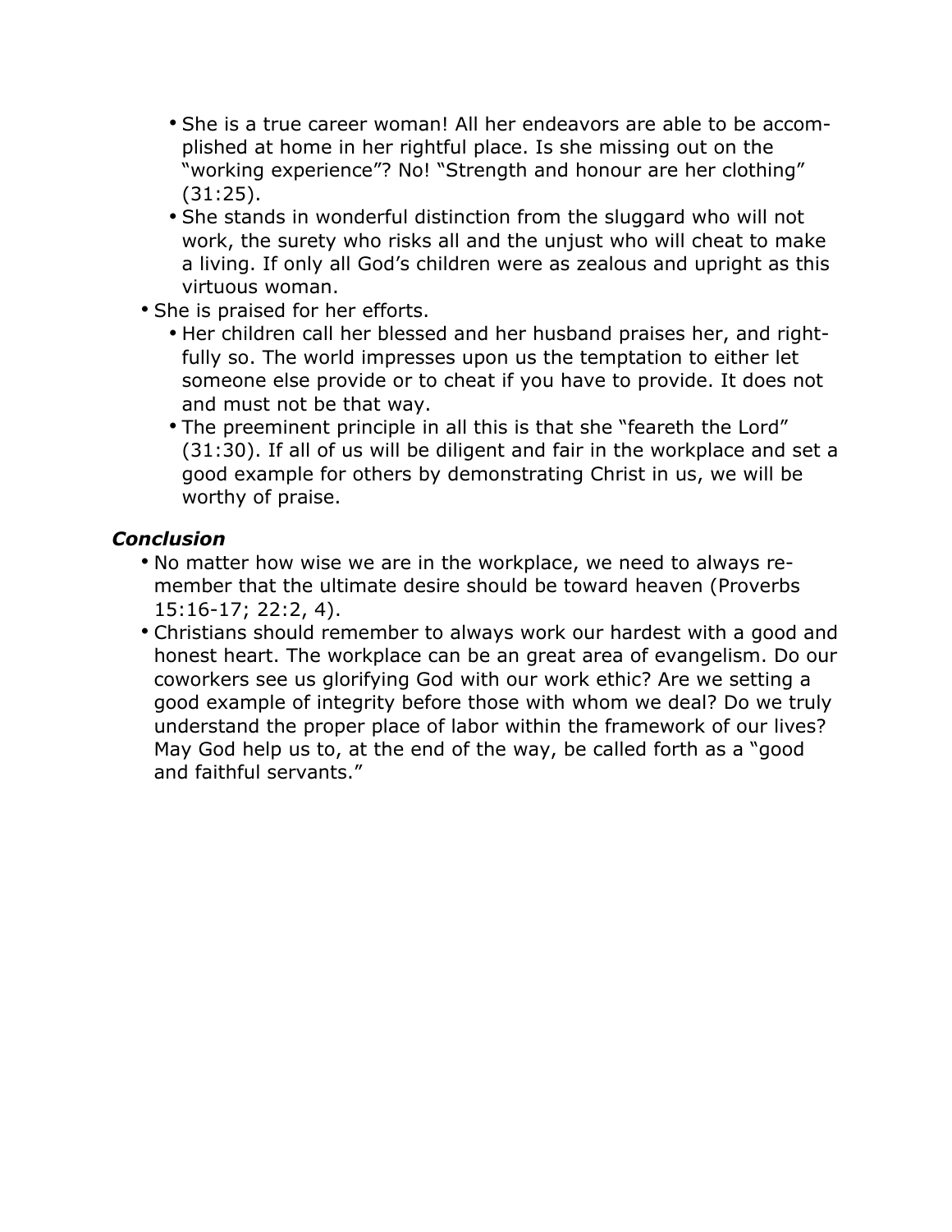- She is a true career woman! All her endeavors are able to be accomplished at home in her rightful place. Is she missing out on the "working experience"? No! "Strength and honour are her clothing" (31:25).
  - She stands in wonderful distinction from the sluggard who will not work, the surety who risks all and the unjust who will cheat to make a living. If only all God's children were as zealous and upright as this virtuous woman.
- She is praised for her efforts.
  - Her children call her blessed and her husband praises her, and rightfully so. The world impresses upon us the temptation to either let someone else provide or to cheat if you have to provide. It does not and must not be that way.
  - The preeminent principle in all this is that she "feareth the Lord" (31:30). If all of us will be diligent and fair in the workplace and set a good example for others by demonstrating Christ in us, we will be worthy of praise.

### *Conclusion*

- No matter how wise we are in the workplace, we need to always remember that the ultimate desire should be toward heaven (Proverbs 15:16-17; 22:2, 4).
- Christians should remember to always work our hardest with a good and honest heart. The workplace can be an great area of evangelism. Do our coworkers see us glorifying God with our work ethic? Are we setting a good example of integrity before those with whom we deal? Do we truly understand the proper place of labor within the framework of our lives? May God help us to, at the end of the way, be called forth as a "good and faithful servants."